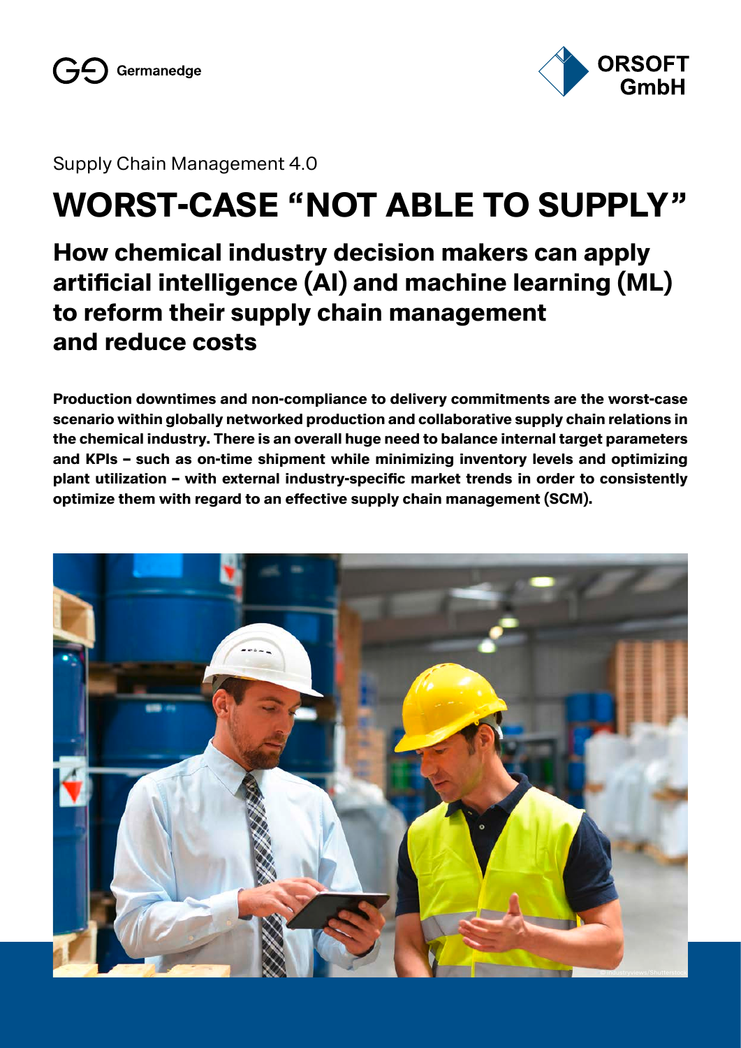Germanedge

ORSOFT GmbH

Supply Chain Management 4.0

# WORST-CASE "NOT ABLE TO SUPPLY"

## How chemical industry decision makers can apply artificial intelligence (AI) and machine learning (ML) to reform their supply chain management and reduce costs

**Production downtimes and non-compliance to delivery commitments are the worst-case scenario within globally networked production and collaborative supply chain relations in the chemical industry. There is an overall huge need to balance internal target parameters and KPIs – such as on-time shipment while minimizing inventory levels and optimizing plant utilization – with external industry-specific market trends in order to consistently optimize them with regard to an effective supply chain management (SCM).**

© industryviews/Shutterstock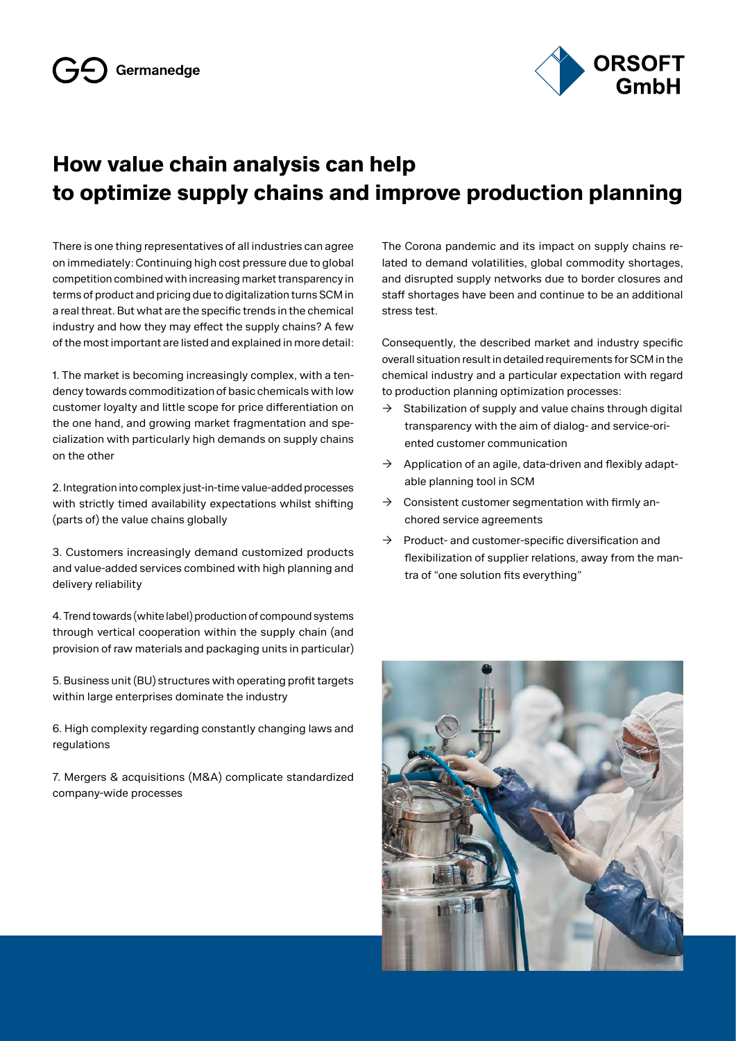# How value chain analysis can help to optimize supply chains and improve production planning

There is one thing representatives of all industries can agree on immediately: Continuing high cost pressure due to global competition combined with increasing market transparency in terms of product and pricing due to digitalization turns SCM in a real threat. But what are the specific trends in the chemical industry and how they may effect the supply chains? A few of the most important are listed and explained in more detail:

1. The market is becoming increasingly complex, with a tendency towards commoditization of basic chemicals with low customer loyalty and little scope for price differentiation on the one hand, and growing market fragmentation and specialization with particularly high demands on supply chains on the other

2. Integration into complex just-in-time value-added processes with strictly timed availability expectations whilst shifting (parts of) the value chains globally

3. Customers increasingly demand customized products and value-added services combined with high planning and delivery reliability

4. Trend towards (white label) production of compound systems through vertical cooperation within the supply chain (and provision of raw materials and packaging units in particular)

5. Business unit (BU) structures with operating profit targets within large enterprises dominate the industry

6. High complexity regarding constantly changing laws and regulations

7. Mergers & acquisitions (M&A) complicate standardized company-wide processes

The Corona pandemic and its impact on supply chains related to demand volatilities, global commodity shortages, and disrupted supply networks due to border closures and staff shortages have been and continue to be an additional stress test.

Consequently, the described market and industry specific overall situation result in detailed requirements for SCM in the chemical industry and a particular expectation with regard to production planning optimization processes:

- → Stabilization of supply and value chains through digital transparency with the aim of dialog- and service-oriented customer communication
- → Application of an agile, data-driven and flexibly adaptable planning tool in SCM
- → Consistent customer segmentation with firmly anchored service agreements
- → Product- and customer-specific diversification and flexibilization of supplier relations, away from the mantra of "one solution fits everything"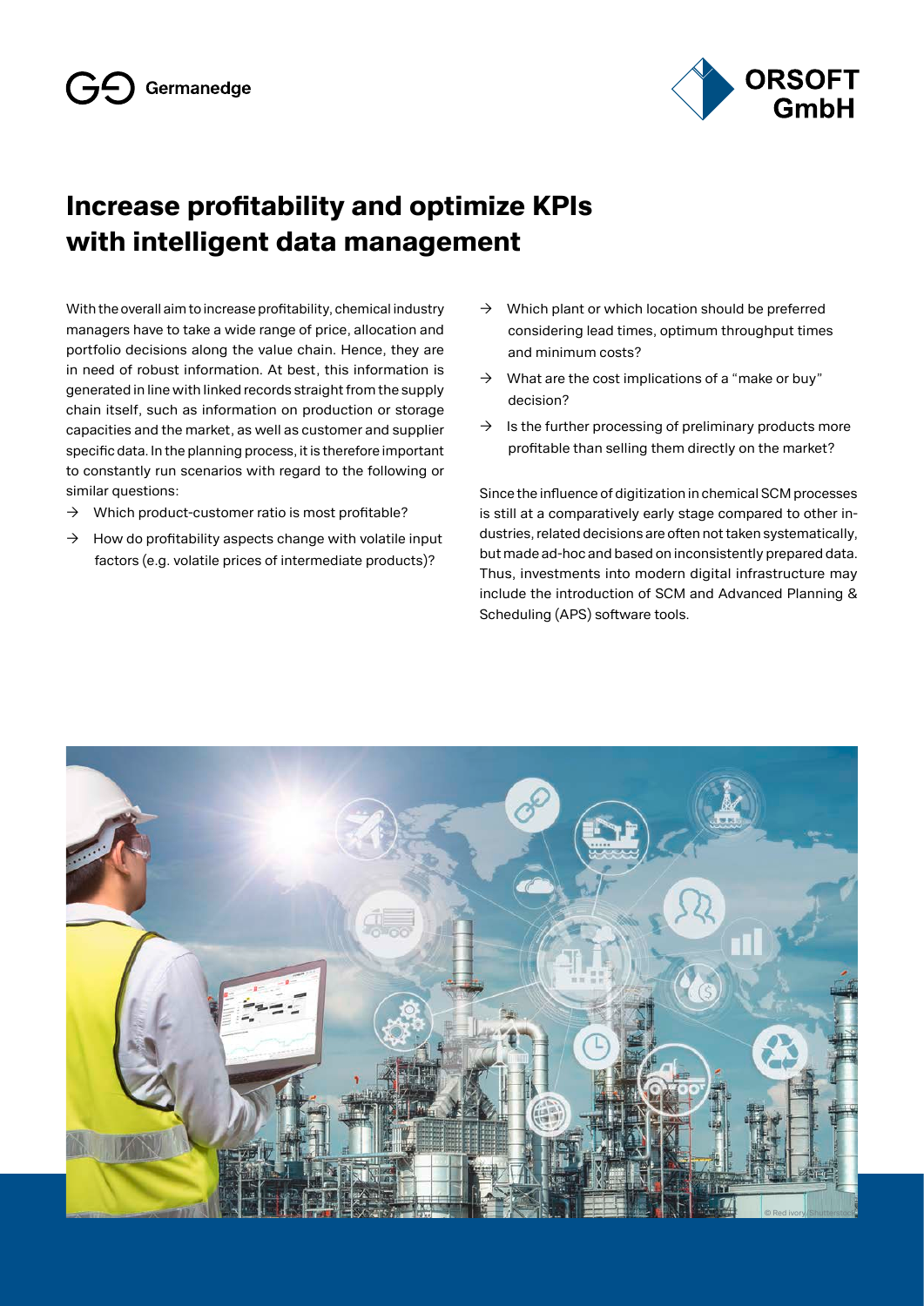Germanedge

ORSOFT GmbH

# Increase profitability and optimize KPIs with intelligent data management

With the overall aim to increase profitability, chemical industry managers have to take a wide range of price, allocation and portfolio decisions along the value chain. Hence, they are in need of robust information. At best, this information is generated in line with linked records straight from the supply chain itself, such as information on production or storage capacities and the market, as well as customer and supplier specific data. In the planning process, it is therefore important to constantly run scenarios with regard to the following or similar questions:

- → Which product-customer ratio is most profitable?
- → How do profitability aspects change with volatile input factors (e.g. volatile prices of intermediate products)?
- → Which plant or which location should be preferred considering lead times, optimum throughput times and minimum costs?
- → What are the cost implications of a "make or buy" decision?
- → Is the further processing of preliminary products more profitable than selling them directly on the market?

Since the influence of digitization in chemical SCM processes is still at a comparatively early stage compared to other industries, related decisions are often not taken systematically, but made ad-hoc and based on inconsistently prepared data. Thus, investments into modern digital infrastructure may include the introduction of SCM and Advanced Planning & Scheduling (APS) software tools.

© Red ivory/Shutterstock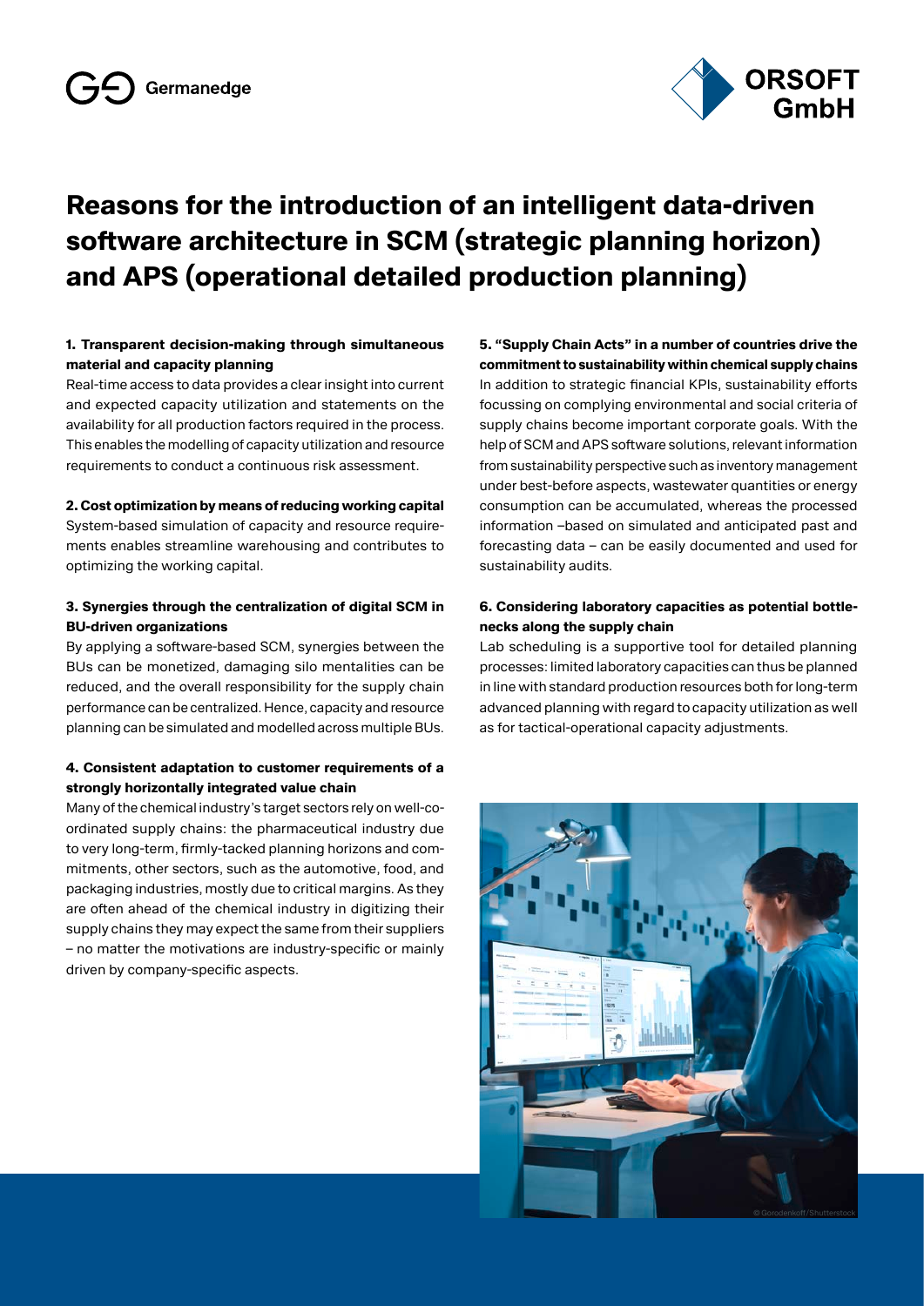Germanedge

ORSOFT GmbH

# Reasons for the introduction of an intelligent data-driven software architecture in SCM (strategic planning horizon) and APS (operational detailed production planning)

### 1. Transparent decision-making through simultaneous material and capacity planning

Real-time access to data provides a clear insight into current and expected capacity utilization and statements on the availability for all production factors required in the process. This enables the modelling of capacity utilization and resource requirements to conduct a continuous risk assessment.

### 2. Cost optimization by means of reducing working capital

System-based simulation of capacity and resource requirements enables streamline warehousing and contributes to optimizing the working capital.

### 3. Synergies through the centralization of digital SCM in BU-driven organizations

By applying a software-based SCM, synergies between the BUs can be monetized, damaging silo mentalities can be reduced, and the overall responsibility for the supply chain performance can be centralized. Hence, capacity and resource planning can be simulated and modelled across multiple BUs.

### 4. Consistent adaptation to customer requirements of a strongly horizontally integrated value chain

Many of the chemical industry's target sectors rely on well-coordinated supply chains: the pharmaceutical industry due to very long-term, firmly-tacked planning horizons and commitments, other sectors, such as the automotive, food, and packaging industries, mostly due to critical margins. As they are often ahead of the chemical industry in digitizing their supply chains they may expect the same from their suppliers – no matter the motivations are industry-specific or mainly driven by company-specific aspects.

### 5. "Supply Chain Acts" in a number of countries drive the commitment to sustainability within chemical supply chains

In addition to strategic financial KPIs, sustainability efforts focussing on complying environmental and social criteria of supply chains become important corporate goals. With the help of SCM and APS software solutions, relevant information from sustainability perspective such as inventory management under best-before aspects, wastewater quantities or energy consumption can be accumulated, whereas the processed information –based on simulated and anticipated past and forecasting data – can be easily documented and used for sustainability audits.

### 6. Considering laboratory capacities as potential bottlenecks along the supply chain

Lab scheduling is a supportive tool for detailed planning processes: limited laboratory capacities can thus be planned in line with standard production resources both for long-term advanced planning with regard to capacity utilization as well as for tactical-operational capacity adjustments.

© Gorodenkoff/Shutterstock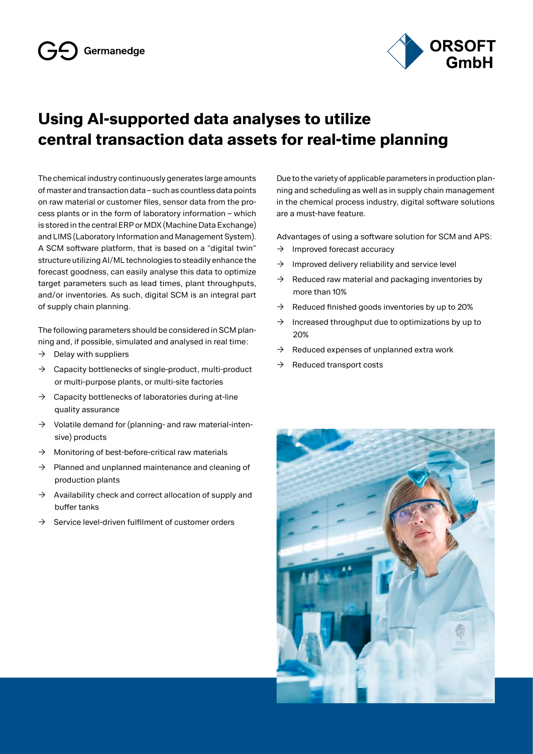# Using AI-supported data analyses to utilize central transaction data assets for real-time planning

The chemical industry continuously generates large amounts of master and transaction data – such as countless data points on raw material or customer files, sensor data from the process plants or in the form of laboratory information – which is stored in the central ERP or MDX (Machine Data Exchange) and LIMS (Laboratory Information and Management System). A SCM software platform, that is based on a "digital twin" structure utilizing AI/ML technologies to steadily enhance the forecast goodness, can easily analyse this data to optimize target parameters such as lead times, plant throughputs, and/or inventories. As such, digital SCM is an integral part of supply chain planning.

The following parameters should be considered in SCM planning and, if possible, simulated and analysed in real time:

- → Delay with suppliers
- → Capacity bottlenecks of single-product, multi-product or multi-purpose plants, or multi-site factories
- → Capacity bottlenecks of laboratories during at-line quality assurance
- → Volatile demand for (planning- and raw material-intensive) products
- → Monitoring of best-before-critical raw materials
- → Planned and unplanned maintenance and cleaning of production plants
- → Availability check and correct allocation of supply and buffer tanks
- → Service level-driven fulfilment of customer orders

Due to the variety of applicable parameters in production planning and scheduling as well as in supply chain management in the chemical process industry, digital software solutions are a must-have feature.

Advantages of using a software solution for SCM and APS:

- → Improved forecast accuracy
- → Improved delivery reliability and service level
- → Reduced raw material and packaging inventories by more than 10%
- → Reduced finished goods inventories by up to 20%
- → Increased throughput due to optimizations by up to 20%
- → Reduced expenses of unplanned extra work
- → Reduced transport costs

© Gorodenkoff/Shutterstock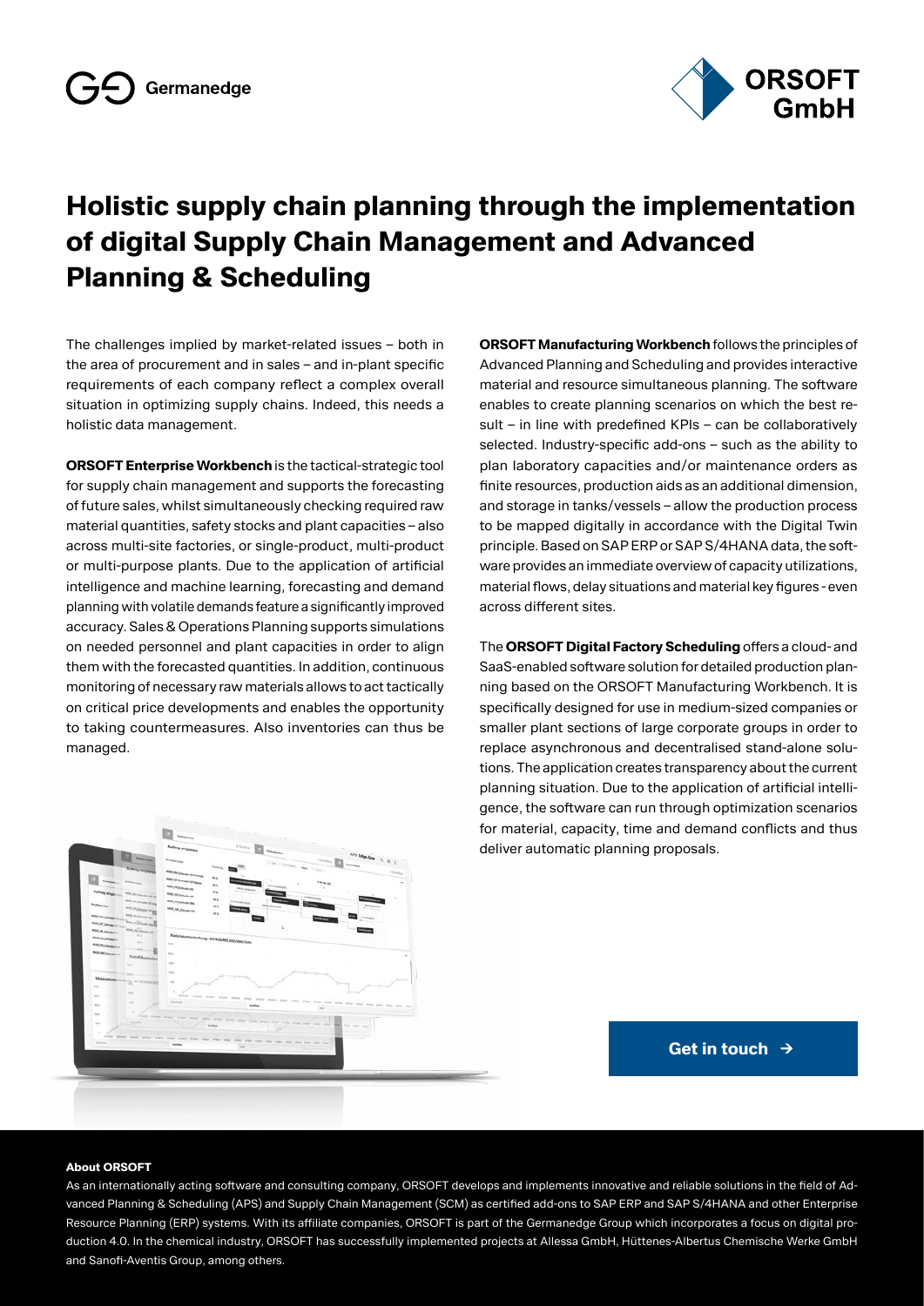Germanedge

ORSOFT GmbH

# Holistic supply chain planning through the implementation of digital Supply Chain Management and Advanced Planning & Scheduling

The challenges implied by market-related issues – both in the area of procurement and in sales – and in-plant specific requirements of each company reflect a complex overall situation in optimizing supply chains. Indeed, this needs a holistic data management.

**ORSOFT Enterprise Workbench** is the tactical-strategic tool for supply chain management and supports the forecasting of future sales, whilst simultaneously checking required raw material quantities, safety stocks and plant capacities – also across multi-site factories, or single-product, multi-product or multi-purpose plants. Due to the application of artificial intelligence and machine learning, forecasting and demand planning with volatile demands feature a significantly improved accuracy. Sales & Operations Planning supports simulations on needed personnel and plant capacities in order to align them with the forecasted quantities. In addition, continuous monitoring of necessary raw materials allows to act tactically on critical price developments and enables the opportunity to taking countermeasures. Also inventories can thus be managed.

**ORSOFT Manufacturing Workbench** follows the principles of Advanced Planning and Scheduling and provides interactive material and resource simultaneous planning. The software enables to create planning scenarios on which the best result – in line with predefined KPIs – can be collaboratively selected. Industry-specific add-ons – such as the ability to plan laboratory capacities and/or maintenance orders as finite resources, production aids as an additional dimension, and storage in tanks/vessels – allow the production process to be mapped digitally in accordance with the Digital Twin principle. Based on SAP ERP or SAP S/4HANA data, the software provides an immediate overview of capacity utilizations, material flows, delay situations and material key figures - even across different sites.

The **ORSOFT Digital Factory Scheduling** offers a cloud- and SaaS-enabled software solution for detailed production planning based on the ORSOFT Manufacturing Workbench. It is specifically designed for use in medium-sized companies or smaller plant sections of large corporate groups in order to replace asynchronous and decentralised stand-alone solutions. The application creates transparency about the current planning situation. Due to the application of artificial intelligence, the software can run through optimization scenarios for material, capacity, time and demand conflicts and thus deliver automatic planning proposals.

**Get in touch →**

**About ORSOFT**

As an internationally acting software and consulting company, ORSOFT develops and implements innovative and reliable solutions in the field of Advanced Planning & Scheduling (APS) and Supply Chain Management (SCM) as certified add-ons to SAP ERP and SAP S/4HANA and other Enterprise Resource Planning (ERP) systems. With its affiliate companies, ORSOFT is part of the Germanedge Group which incorporates a focus on digital production 4.0. In the chemical industry, ORSOFT has successfully implemented projects at Allessa GmbH, Hüttenes-Albertus Chemische Werke GmbH and Sanofi-Aventis Group, among others.